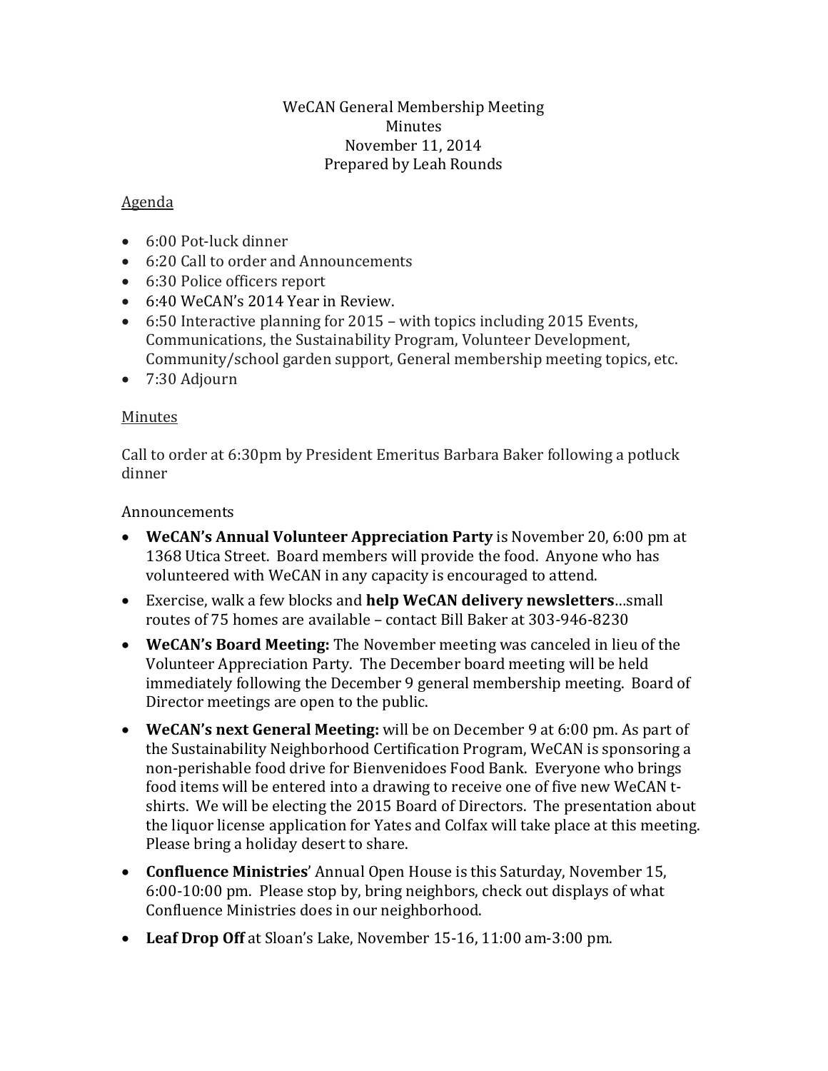# WeCAN General Membership Meeting
## Minutes
### November 11, 2014
### Prepared by Leah Rounds

<u>Agenda</u>

- 6:00 Pot-luck dinner
- 6:20 Call to order and Announcements
- 6:30 Police officers report
- 6:40 WeCAN's 2014 Year in Review.
- 6:50 Interactive planning for 2015 – with topics including 2015 Events, Communications, the Sustainability Program, Volunteer Development, Community/school garden support, General membership meeting topics, etc.
- 7:30 Adjourn

<u>Minutes</u>

Call to order at 6:30pm by President Emeritus Barbara Baker following a potluck dinner

Announcements

- **WeCAN's Annual Volunteer Appreciation Party** is November 20, 6:00 pm at 1368 Utica Street. Board members will provide the food. Anyone who has volunteered with WeCAN in any capacity is encouraged to attend.
- Exercise, walk a few blocks and **help WeCAN delivery newsletters**…small routes of 75 homes are available – contact Bill Baker at 303-946-8230
- **WeCAN's Board Meeting:** The November meeting was canceled in lieu of the Volunteer Appreciation Party. The December board meeting will be held immediately following the December 9 general membership meeting. Board of Director meetings are open to the public.
- **WeCAN's next General Meeting:** will be on December 9 at 6:00 pm. As part of the Sustainability Neighborhood Certification Program, WeCAN is sponsoring a non-perishable food drive for Bienvenidoes Food Bank. Everyone who brings food items will be entered into a drawing to receive one of five new WeCAN t-shirts. We will be electing the 2015 Board of Directors. The presentation about the liquor license application for Yates and Colfax will take place at this meeting. Please bring a holiday desert to share.
- **Confluence Ministries**' Annual Open House is this Saturday, November 15, 6:00-10:00 pm. Please stop by, bring neighbors, check out displays of what Confluence Ministries does in our neighborhood.
- **Leaf Drop Off** at Sloan's Lake, November 15-16, 11:00 am-3:00 pm.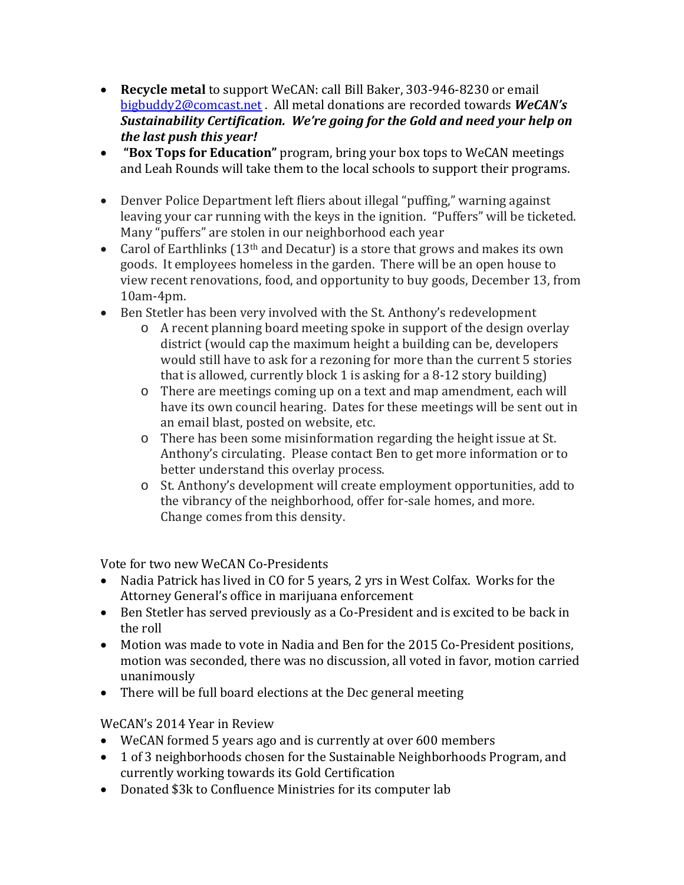- **Recycle metal** to support WeCAN: call Bill Baker, 303-946-8230 or email bigbuddy2@comcast.net . All metal donations are recorded towards ***WeCAN's Sustainability Certification. We're going for the Gold and need your help on the last push this year!***
- **"Box Tops for Education"** program, bring your box tops to WeCAN meetings and Leah Rounds will take them to the local schools to support their programs.
- Denver Police Department left fliers about illegal "puffing," warning against leaving your car running with the keys in the ignition. "Puffers" will be ticketed. Many "puffers" are stolen in our neighborhood each year
- Carol of Earthlinks (13th and Decatur) is a store that grows and makes its own goods. It employees homeless in the garden. There will be an open house to view recent renovations, food, and opportunity to buy goods, December 13, from 10am-4pm.
- Ben Stetler has been very involved with the St. Anthony's redevelopment
  - A recent planning board meeting spoke in support of the design overlay district (would cap the maximum height a building can be, developers would still have to ask for a rezoning for more than the current 5 stories that is allowed, currently block 1 is asking for a 8-12 story building)
  - There are meetings coming up on a text and map amendment, each will have its own council hearing. Dates for these meetings will be sent out in an email blast, posted on website, etc.
  - There has been some misinformation regarding the height issue at St. Anthony's circulating. Please contact Ben to get more information or to better understand this overlay process.
  - St. Anthony's development will create employment opportunities, add to the vibrancy of the neighborhood, offer for-sale homes, and more. Change comes from this density.

Vote for two new WeCAN Co-Presidents

- Nadia Patrick has lived in CO for 5 years, 2 yrs in West Colfax. Works for the Attorney General's office in marijuana enforcement
- Ben Stetler has served previously as a Co-President and is excited to be back in the roll
- Motion was made to vote in Nadia and Ben for the 2015 Co-President positions, motion was seconded, there was no discussion, all voted in favor, motion carried unanimously
- There will be full board elections at the Dec general meeting

WeCAN's 2014 Year in Review

- WeCAN formed 5 years ago and is currently at over 600 members
- 1 of 3 neighborhoods chosen for the Sustainable Neighborhoods Program, and currently working towards its Gold Certification
- Donated $3k to Confluence Ministries for its computer lab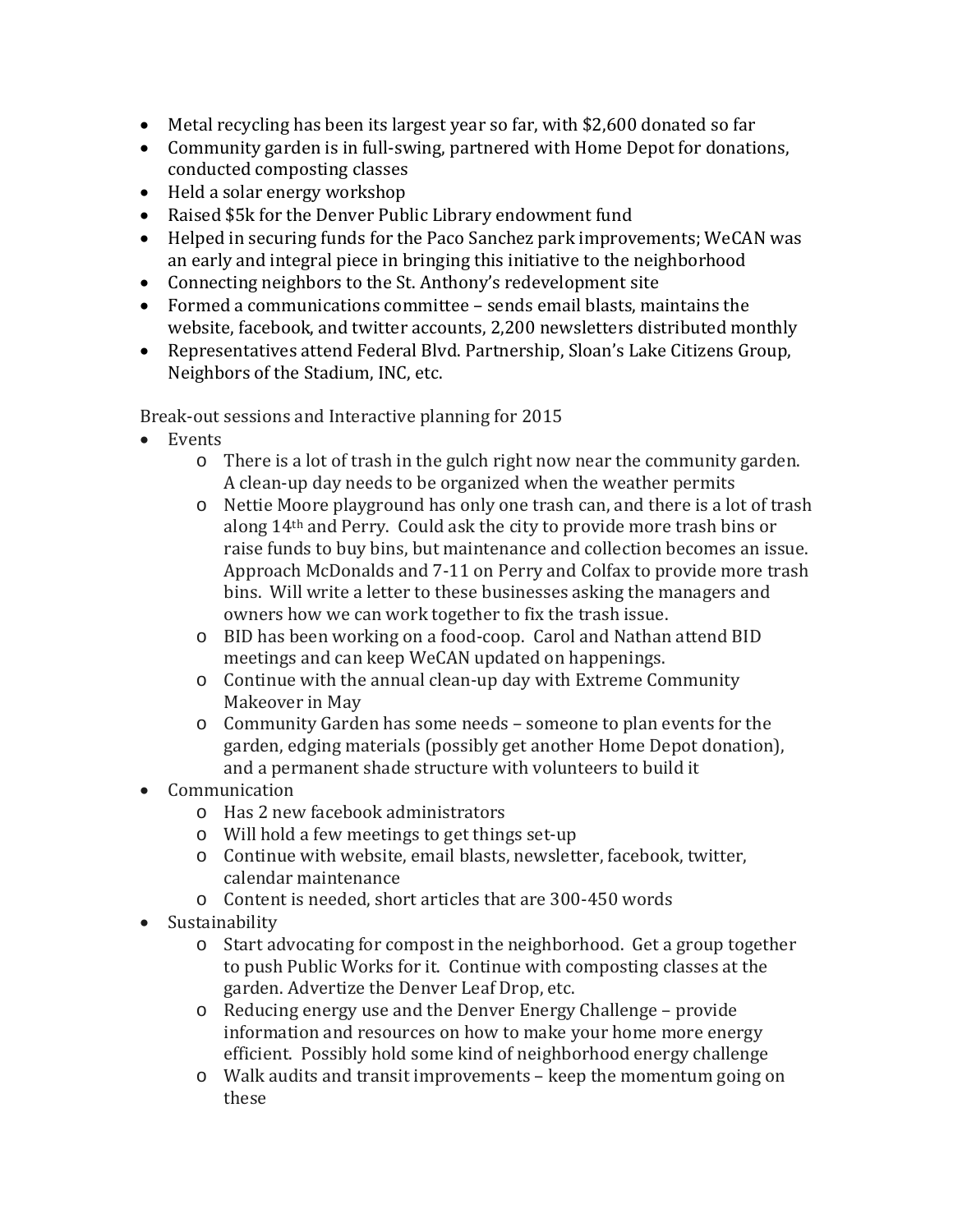- Metal recycling has been its largest year so far, with $2,600 donated so far
- Community garden is in full-swing, partnered with Home Depot for donations, conducted composting classes
- Held a solar energy workshop
- Raised $5k for the Denver Public Library endowment fund
- Helped in securing funds for the Paco Sanchez park improvements; WeCAN was an early and integral piece in bringing this initiative to the neighborhood
- Connecting neighbors to the St. Anthony's redevelopment site
- Formed a communications committee – sends email blasts, maintains the website, facebook, and twitter accounts, 2,200 newsletters distributed monthly
- Representatives attend Federal Blvd. Partnership, Sloan's Lake Citizens Group, Neighbors of the Stadium, INC, etc.

Break-out sessions and Interactive planning for 2015

- Events
  - There is a lot of trash in the gulch right now near the community garden. A clean-up day needs to be organized when the weather permits
  - Nettie Moore playground has only one trash can, and there is a lot of trash along 14th and Perry. Could ask the city to provide more trash bins or raise funds to buy bins, but maintenance and collection becomes an issue. Approach McDonalds and 7-11 on Perry and Colfax to provide more trash bins. Will write a letter to these businesses asking the managers and owners how we can work together to fix the trash issue.
  - BID has been working on a food-coop. Carol and Nathan attend BID meetings and can keep WeCAN updated on happenings.
  - Continue with the annual clean-up day with Extreme Community Makeover in May
  - Community Garden has some needs – someone to plan events for the garden, edging materials (possibly get another Home Depot donation), and a permanent shade structure with volunteers to build it
- Communication
  - Has 2 new facebook administrators
  - Will hold a few meetings to get things set-up
  - Continue with website, email blasts, newsletter, facebook, twitter, calendar maintenance
  - Content is needed, short articles that are 300-450 words
- Sustainability
  - Start advocating for compost in the neighborhood. Get a group together to push Public Works for it. Continue with composting classes at the garden. Advertize the Denver Leaf Drop, etc.
  - Reducing energy use and the Denver Energy Challenge – provide information and resources on how to make your home more energy efficient. Possibly hold some kind of neighborhood energy challenge
  - Walk audits and transit improvements – keep the momentum going on these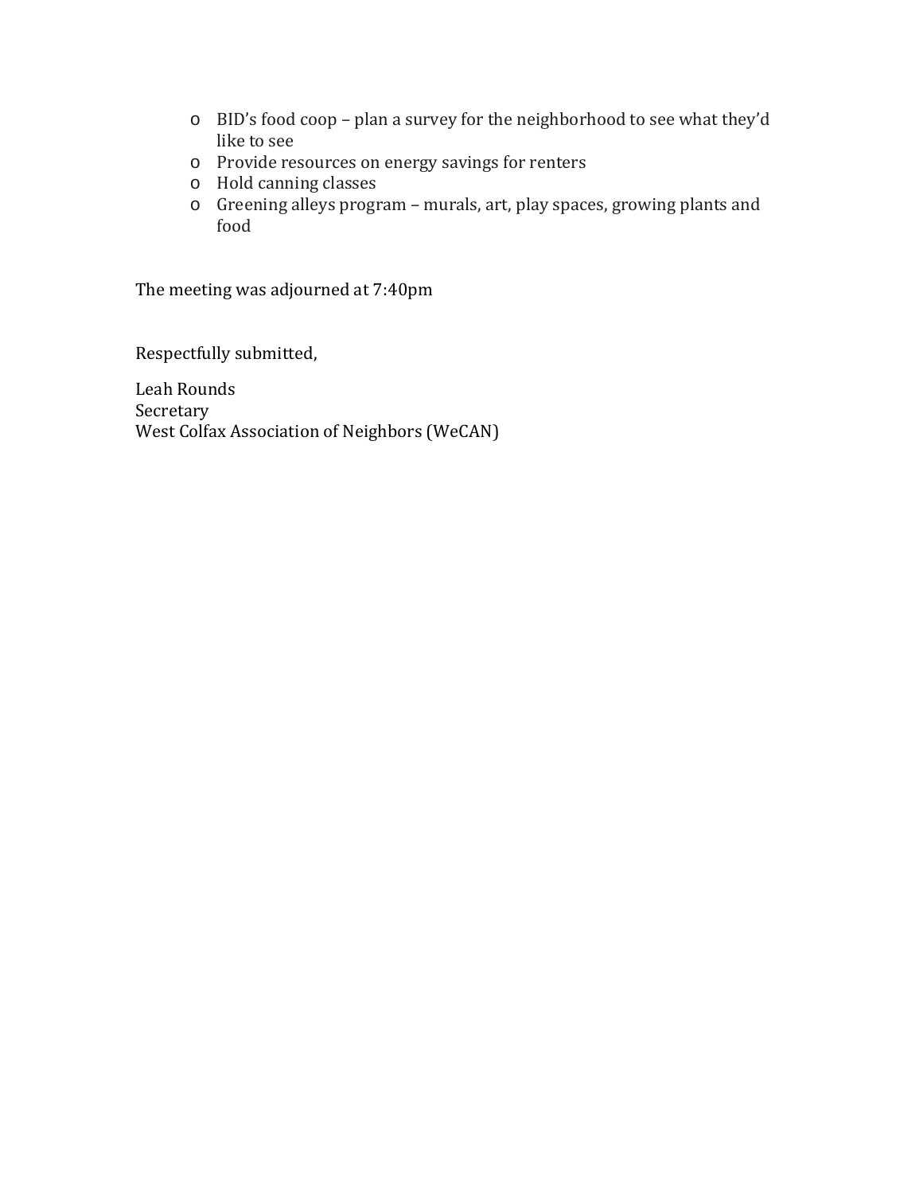- BID's food coop – plan a survey for the neighborhood to see what they'd like to see
- Provide resources on energy savings for renters
- Hold canning classes
- Greening alleys program – murals, art, play spaces, growing plants and food

The meeting was adjourned at 7:40pm

Respectfully submitted,

Leah Rounds  
Secretary  
West Colfax Association of Neighbors (WeCAN)